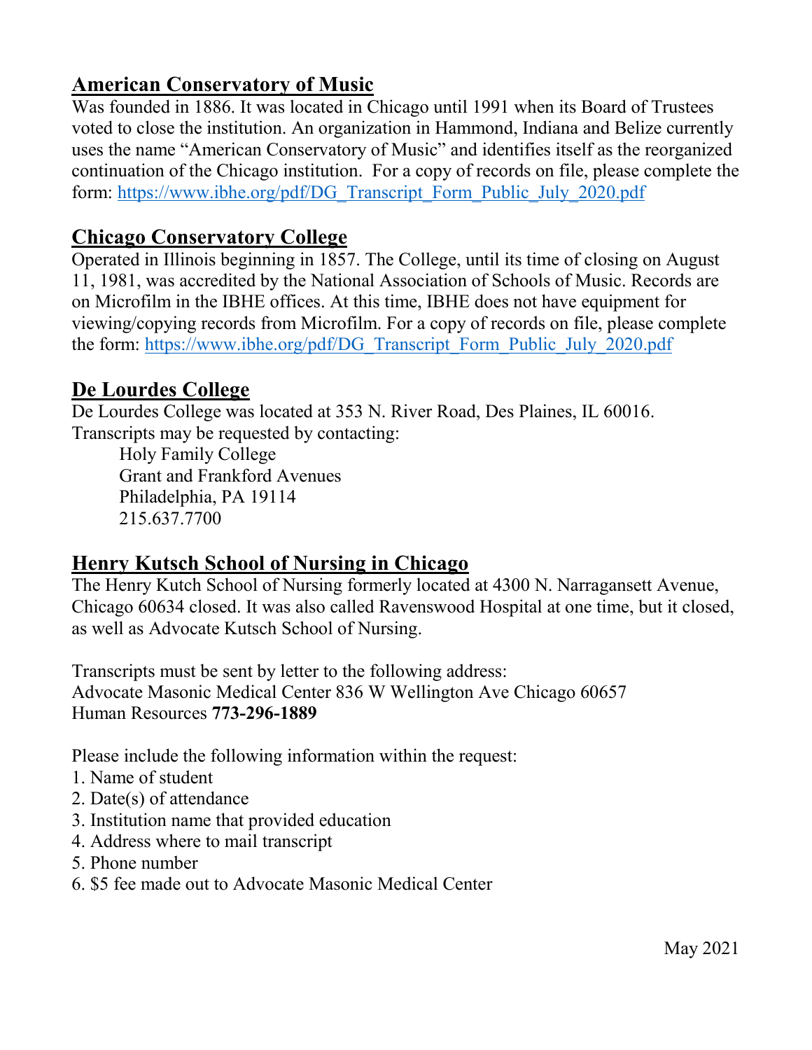## American Conservatory of Music

Was founded in 1886. It was located in Chicago until 1991 when its Board of Trustees voted to close the institution. An organization in Hammond, Indiana and Belize currently uses the name "American Conservatory of Music" and identifies itself as the reorganized continuation of the Chicago institution. For a copy of records on file, please complete the form: https://www.ibhe.org/pdf/DG_Transcript_Form_Public_July_2020.pdf

## Chicago Conservatory College

Operated in Illinois beginning in 1857. The College, until its time of closing on August 11, 1981, was accredited by the National Association of Schools of Music. Records are on Microfilm in the IBHE offices. At this time, IBHE does not have equipment for viewing/copying records from Microfilm. For a copy of records on file, please complete the form: https://www.ibhe.org/pdf/DG_Transcript_Form_Public_July_2020.pdf

## De Lourdes College

De Lourdes College was located at 353 N. River Road, Des Plaines, IL 60016. Transcripts may be requested by contacting:

Holy Family College
Grant and Frankford Avenues
Philadelphia, PA 19114
215.637.7700

## Henry Kutsch School of Nursing in Chicago

The Henry Kutch School of Nursing formerly located at 4300 N. Narragansett Avenue, Chicago 60634 closed. It was also called Ravenswood Hospital at one time, but it closed, as well as Advocate Kutsch School of Nursing.

Transcripts must be sent by letter to the following address:
Advocate Masonic Medical Center 836 W Wellington Ave Chicago 60657
Human Resources **773-296-1889**

Please include the following information within the request:

1. Name of student
2. Date(s) of attendance
3. Institution name that provided education
4. Address where to mail transcript
5. Phone number
6. $5 fee made out to Advocate Masonic Medical Center

May 2021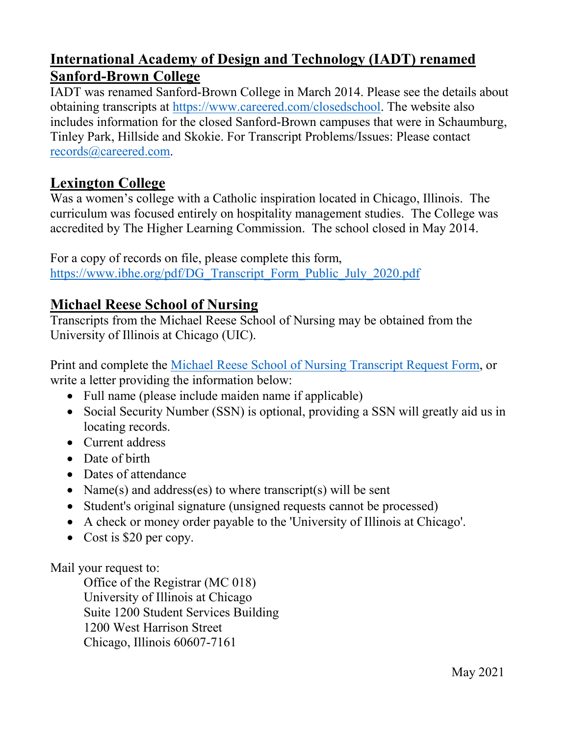## International Academy of Design and Technology (IADT) renamed Sanford-Brown College

IADT was renamed Sanford-Brown College in March 2014. Please see the details about obtaining transcripts at https://www.careered.com/closedschool. The website also includes information for the closed Sanford-Brown campuses that were in Schaumburg, Tinley Park, Hillside and Skokie. For Transcript Problems/Issues: Please contact records@careered.com.

## Lexington College

Was a women's college with a Catholic inspiration located in Chicago, Illinois. The curriculum was focused entirely on hospitality management studies. The College was accredited by The Higher Learning Commission. The school closed in May 2014.

For a copy of records on file, please complete this form, https://www.ibhe.org/pdf/DG_Transcript_Form_Public_July_2020.pdf

## Michael Reese School of Nursing

Transcripts from the Michael Reese School of Nursing may be obtained from the University of Illinois at Chicago (UIC).

Print and complete the Michael Reese School of Nursing Transcript Request Form, or write a letter providing the information below:

- Full name (please include maiden name if applicable)
- Social Security Number (SSN) is optional, providing a SSN will greatly aid us in locating records.
- Current address
- Date of birth
- Dates of attendance
- Name(s) and address(es) to where transcript(s) will be sent
- Student's original signature (unsigned requests cannot be processed)
- A check or money order payable to the 'University of Illinois at Chicago'.
- Cost is $20 per copy.

Mail your request to:

Office of the Registrar (MC 018)
University of Illinois at Chicago
Suite 1200 Student Services Building
1200 West Harrison Street
Chicago, Illinois 60607-7161

May 2021